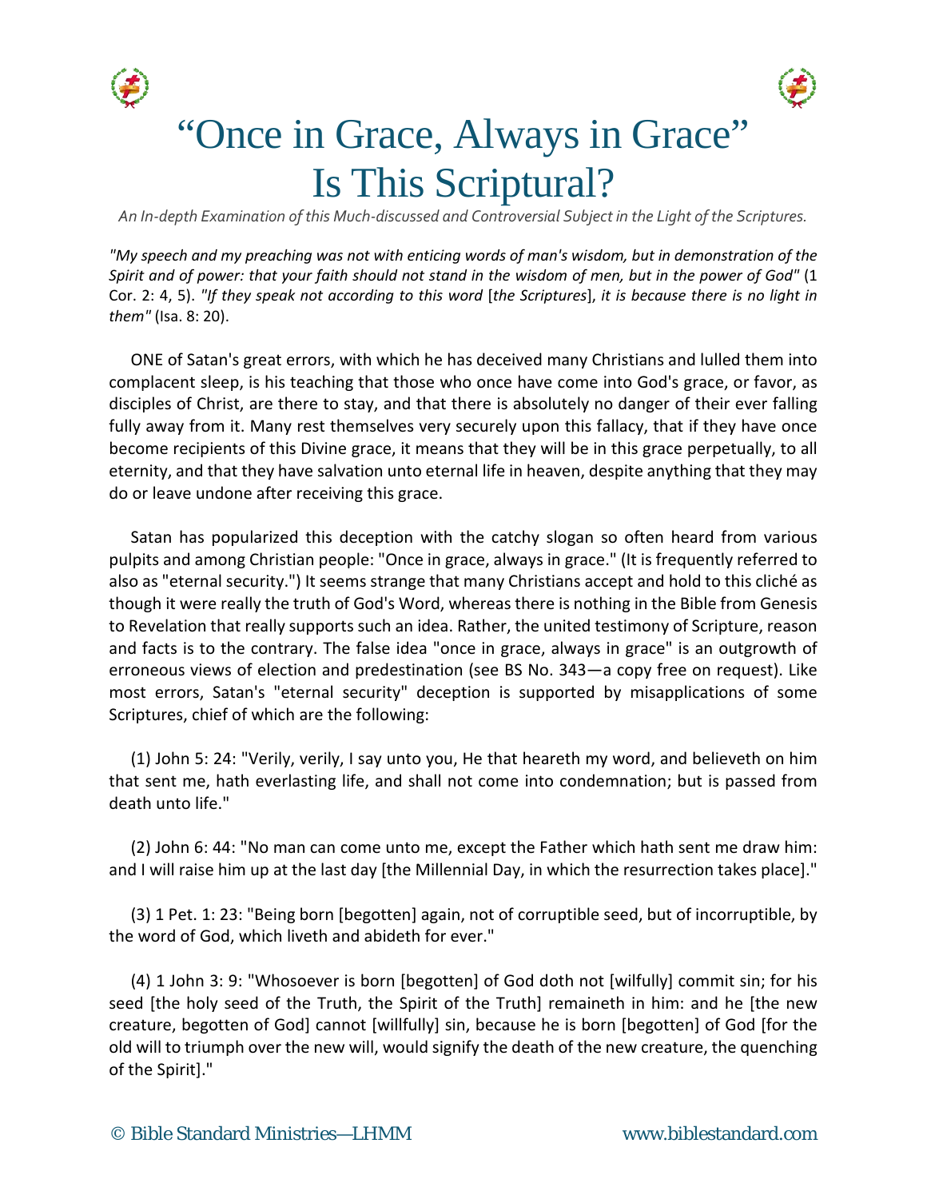# "Once in Grace, Always in Grace" Is This Scriptural?

*An In-depth Examination of this Much-discussed and Controversial Subject in the Light of the Scriptures.*

*"My speech and my preaching was not with enticing words of man's wisdom, but in demonstration of the Spirit and of power: that your faith should not stand in the wisdom of men, but in the power of God"* (1 Cor. 2: 4, 5). *"If they speak not according to this word* [*the Scriptures*], *it is because there is no light in them"* (Isa. 8: 20).

ONE of Satan's great errors, with which he has deceived many Christians and lulled them into complacent sleep, is his teaching that those who once have come into God's grace, or favor, as disciples of Christ, are there to stay, and that there is absolutely no danger of their ever falling fully away from it. Many rest themselves very securely upon this fallacy, that if they have once become recipients of this Divine grace, it means that they will be in this grace perpetually, to all eternity, and that they have salvation unto eternal life in heaven, despite anything that they may do or leave undone after receiving this grace.

Satan has popularized this deception with the catchy slogan so often heard from various pulpits and among Christian people: "Once in grace, always in grace." (It is frequently referred to also as "eternal security.") It seems strange that many Christians accept and hold to this cliché as though it were really the truth of God's Word, whereas there is nothing in the Bible from Genesis to Revelation that really supports such an idea. Rather, the united testimony of Scripture, reason and facts is to the contrary. The false idea "once in grace, always in grace" is an outgrowth of erroneous views of election and predestination (see BS No. 343—a copy free on request). Like most errors, Satan's "eternal security" deception is supported by misapplications of some Scriptures, chief of which are the following:

(1) John 5: 24: "Verily, verily, I say unto you, He that heareth my word, and believeth on him that sent me, hath everlasting life, and shall not come into condemnation; but is passed from death unto life."

(2) John 6: 44: "No man can come unto me, except the Father which hath sent me draw him: and I will raise him up at the last day [the Millennial Day, in which the resurrection takes place]."

(3) 1 Pet. 1: 23: "Being born [begotten] again, not of corruptible seed, but of incorruptible, by the word of God, which liveth and abideth for ever."

(4) 1 John 3: 9: "Whosoever is born [begotten] of God doth not [wilfully] commit sin; for his seed [the holy seed of the Truth, the Spirit of the Truth] remaineth in him: and he [the new creature, begotten of God] cannot [willfully] sin, because he is born [begotten] of God [for the old will to triumph over the new will, would signify the death of the new creature, the quenching of the Spirit]."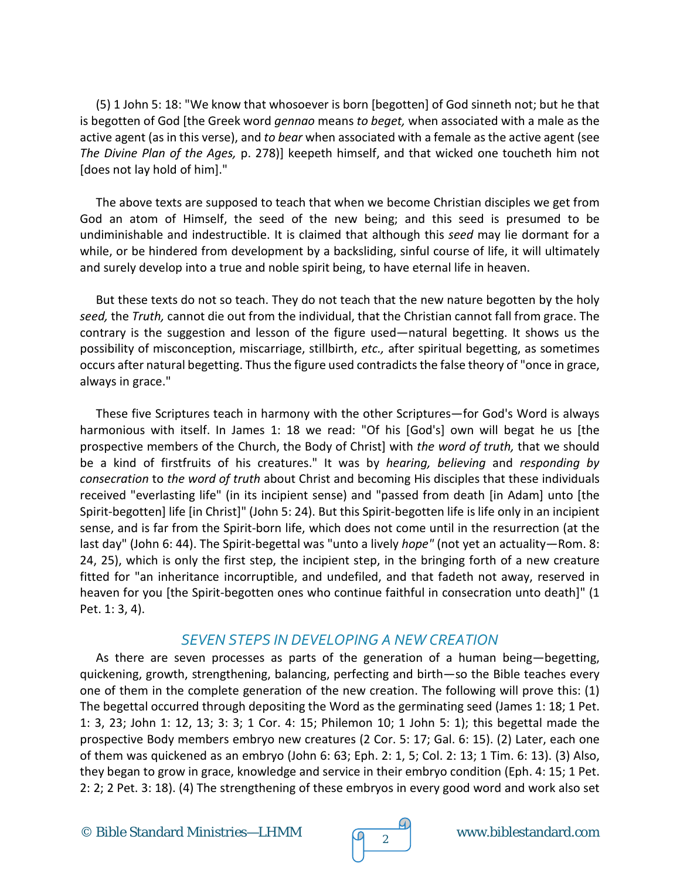(5) 1 John 5: 18: "We know that whosoever is born [begotten] of God sinneth not; but he that is begotten of God [the Greek word *gennao* means *to beget,* when associated with a male as the active agent (as in this verse), and *to bear* when associated with a female as the active agent (see *The Divine Plan of the Ages,* p. 278)] keepeth himself, and that wicked one toucheth him not [does not lay hold of him]."

The above texts are supposed to teach that when we become Christian disciples we get from God an atom of Himself, the seed of the new being; and this seed is presumed to be undiminishable and indestructible. It is claimed that although this *seed* may lie dormant for a while, or be hindered from development by a backsliding, sinful course of life, it will ultimately and surely develop into a true and noble spirit being, to have eternal life in heaven.

But these texts do not so teach. They do not teach that the new nature begotten by the holy *seed,* the *Truth,* cannot die out from the individual, that the Christian cannot fall from grace. The contrary is the suggestion and lesson of the figure used—natural begetting. It shows us the possibility of misconception, miscarriage, stillbirth, *etc.,* after spiritual begetting, as sometimes occurs after natural begetting. Thus the figure used contradicts the false theory of "once in grace, always in grace."

These five Scriptures teach in harmony with the other Scriptures—for God's Word is always harmonious with itself. In James 1: 18 we read: "Of his [God's] own will begat he us [the prospective members of the Church, the Body of Christ] with *the word of truth,* that we should be a kind of firstfruits of his creatures." It was by *hearing, believing* and *responding by consecration* to *the word of truth* about Christ and becoming His disciples that these individuals received "everlasting life" (in its incipient sense) and "passed from death [in Adam] unto [the Spirit-begotten] life [in Christ]" (John 5: 24). But this Spirit-begotten life is life only in an incipient sense, and is far from the Spirit-born life, which does not come until in the resurrection (at the last day" (John 6: 44). The Spirit-begettal was "unto a lively *hope"* (not yet an actuality—Rom. 8: 24, 25), which is only the first step, the incipient step, in the bringing forth of a new creature fitted for "an inheritance incorruptible, and undefiled, and that fadeth not away, reserved in heaven for you [the Spirit-begotten ones who continue faithful in consecration unto death]" (1 Pet. 1: 3, 4).

## *SEVEN STEPS IN DEVELOPING A NEW CREATION*

As there are seven processes as parts of the generation of a human being—begetting, quickening, growth, strengthening, balancing, perfecting and birth—so the Bible teaches every one of them in the complete generation of the new creation. The following will prove this: (1) The begettal occurred through depositing the Word as the germinating seed (James 1: 18; 1 Pet. 1: 3, 23; John 1: 12, 13; 3: 3; 1 Cor. 4: 15; Philemon 10; 1 John 5: 1); this begettal made the prospective Body members embryo new creatures (2 Cor. 5: 17; Gal. 6: 15). (2) Later, each one of them was quickened as an embryo (John 6: 63; Eph. 2: 1, 5; Col. 2: 13; 1 Tim. 6: 13). (3) Also, they began to grow in grace, knowledge and service in their embryo condition (Eph. 4: 15; 1 Pet. 2: 2; 2 Pet. 3: 18). (4) The strengthening of these embryos in every good word and work also set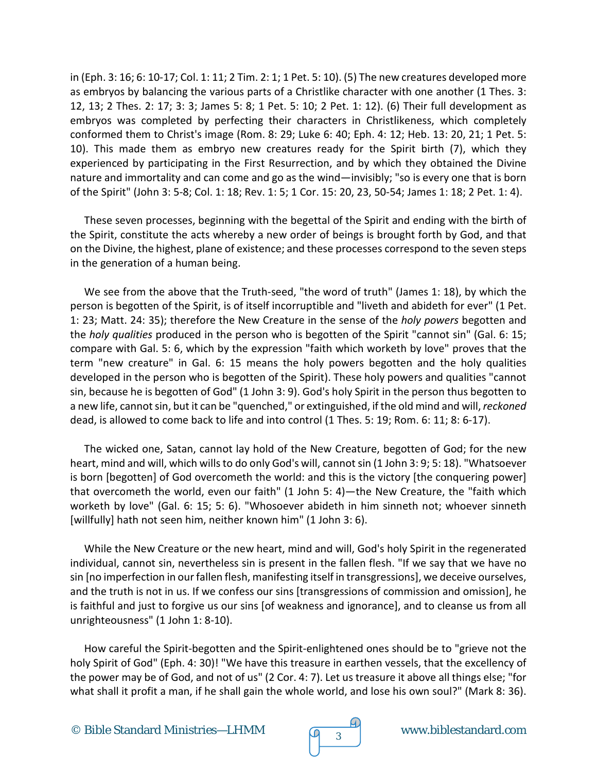in (Eph. 3: 16; 6: 10-17; Col. 1: 11; 2 Tim. 2: 1; 1 Pet. 5: 10). (5) The new creatures developed more as embryos by balancing the various parts of a Christlike character with one another (1 Thes. 3: 12, 13; 2 Thes. 2: 17; 3: 3; James 5: 8; 1 Pet. 5: 10; 2 Pet. 1: 12). (6) Their full development as embryos was completed by perfecting their characters in Christlikeness, which completely conformed them to Christ's image (Rom. 8: 29; Luke 6: 40; Eph. 4: 12; Heb. 13: 20, 21; 1 Pet. 5: 10). This made them as embryo new creatures ready for the Spirit birth (7), which they experienced by participating in the First Resurrection, and by which they obtained the Divine nature and immortality and can come and go as the wind—invisibly; "so is every one that is born of the Spirit" (John 3: 5-8; Col. 1: 18; Rev. 1: 5; 1 Cor. 15: 20, 23, 50-54; James 1: 18; 2 Pet. 1: 4).

These seven processes, beginning with the begettal of the Spirit and ending with the birth of the Spirit, constitute the acts whereby a new order of beings is brought forth by God, and that on the Divine, the highest, plane of existence; and these processes correspond to the seven steps in the generation of a human being.

We see from the above that the Truth-seed, "the word of truth" (James 1: 18), by which the person is begotten of the Spirit, is of itself incorruptible and "liveth and abideth for ever" (1 Pet. 1: 23; Matt. 24: 35); therefore the New Creature in the sense of the *holy powers* begotten and the *holy qualities* produced in the person who is begotten of the Spirit "cannot sin" (Gal. 6: 15; compare with Gal. 5: 6, which by the expression "faith which worketh by love" proves that the term "new creature" in Gal. 6: 15 means the holy powers begotten and the holy qualities developed in the person who is begotten of the Spirit). These holy powers and qualities "cannot sin, because he is begotten of God" (1 John 3: 9). God's holy Spirit in the person thus begotten to a new life, cannot sin, but it can be "quenched," or extinguished, if the old mind and will, *reckoned* dead, is allowed to come back to life and into control (1 Thes. 5: 19; Rom. 6: 11; 8: 6-17).

The wicked one, Satan, cannot lay hold of the New Creature, begotten of God; for the new heart, mind and will, which wills to do only God's will, cannot sin (1 John 3: 9; 5: 18). "Whatsoever is born [begotten] of God overcometh the world: and this is the victory [the conquering power] that overcometh the world, even our faith" (1 John 5: 4)—the New Creature, the "faith which worketh by love" (Gal. 6: 15; 5: 6). "Whosoever abideth in him sinneth not; whoever sinneth [willfully] hath not seen him, neither known him" (1 John 3: 6).

While the New Creature or the new heart, mind and will, God's holy Spirit in the regenerated individual, cannot sin, nevertheless sin is present in the fallen flesh. "If we say that we have no sin [no imperfection in our fallen flesh, manifesting itself in transgressions], we deceive ourselves, and the truth is not in us. If we confess our sins [transgressions of commission and omission], he is faithful and just to forgive us our sins [of weakness and ignorance], and to cleanse us from all unrighteousness" (1 John 1: 8-10).

How careful the Spirit-begotten and the Spirit-enlightened ones should be to "grieve not the holy Spirit of God" (Eph. 4: 30)! "We have this treasure in earthen vessels, that the excellency of the power may be of God, and not of us" (2 Cor. 4: 7). Let us treasure it above all things else; "for what shall it profit a man, if he shall gain the whole world, and lose his own soul?" (Mark 8: 36).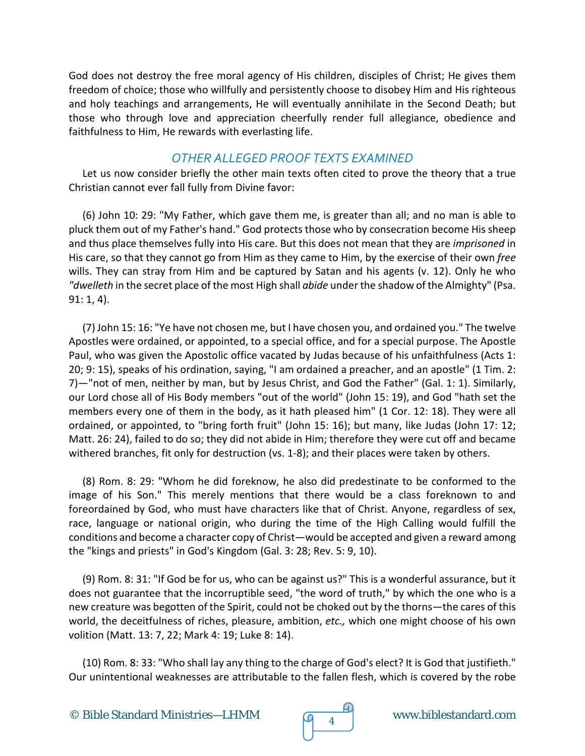God does not destroy the free moral agency of His children, disciples of Christ; He gives them freedom of choice; those who willfully and persistently choose to disobey Him and His righteous and holy teachings and arrangements, He will eventually annihilate in the Second Death; but those who through love and appreciation cheerfully render full allegiance, obedience and faithfulness to Him, He rewards with everlasting life.

## *OTHER ALLEGED PROOF TEXTS EXAMINED*

Let us now consider briefly the other main texts often cited to prove the theory that a true Christian cannot ever fall fully from Divine favor:

(6) John 10: 29: "My Father, which gave them me, is greater than all; and no man is able to pluck them out of my Father's hand." God protects those who by consecration become His sheep and thus place themselves fully into His care. But this does not mean that they are *imprisoned* in His care, so that they cannot go from Him as they came to Him, by the exercise of their own *free* wills. They can stray from Him and be captured by Satan and his agents (v. 12). Only he who *"dwelleth* in the secret place of the most High shall *abide* under the shadow of the Almighty" (Psa. 91: 1, 4).

(7) John 15: 16: "Ye have not chosen me, but I have chosen you, and ordained you." The twelve Apostles were ordained, or appointed, to a special office, and for a special purpose. The Apostle Paul, who was given the Apostolic office vacated by Judas because of his unfaithfulness (Acts 1: 20; 9: 15), speaks of his ordination, saying, "I am ordained a preacher, and an apostle" (1 Tim. 2: 7)—"not of men, neither by man, but by Jesus Christ, and God the Father" (Gal. 1: 1). Similarly, our Lord chose all of His Body members "out of the world" (John 15: 19), and God "hath set the members every one of them in the body, as it hath pleased him" (1 Cor. 12: 18). They were all ordained, or appointed, to "bring forth fruit" (John 15: 16); but many, like Judas (John 17: 12; Matt. 26: 24), failed to do so; they did not abide in Him; therefore they were cut off and became withered branches, fit only for destruction (vs. 1-8); and their places were taken by others.

(8) Rom. 8: 29: "Whom he did foreknow, he also did predestinate to be conformed to the image of his Son." This merely mentions that there would be a class foreknown to and foreordained by God, who must have characters like that of Christ. Anyone, regardless of sex, race, language or national origin, who during the time of the High Calling would fulfill the conditions and become a character copy of Christ—would be accepted and given a reward among the "kings and priests" in God's Kingdom (Gal. 3: 28; Rev. 5: 9, 10).

(9) Rom. 8: 31: "If God be for us, who can be against us?" This is a wonderful assurance, but it does not guarantee that the incorruptible seed, "the word of truth," by which the one who is a new creature was begotten of the Spirit, could not be choked out by the thorns—the cares of this world, the deceitfulness of riches, pleasure, ambition, *etc.,* which one might choose of his own volition (Matt. 13: 7, 22; Mark 4: 19; Luke 8: 14).

(10) Rom. 8: 33: "Who shall lay any thing to the charge of God's elect? It is God that justifieth." Our unintentional weaknesses are attributable to the fallen flesh, which is covered by the robe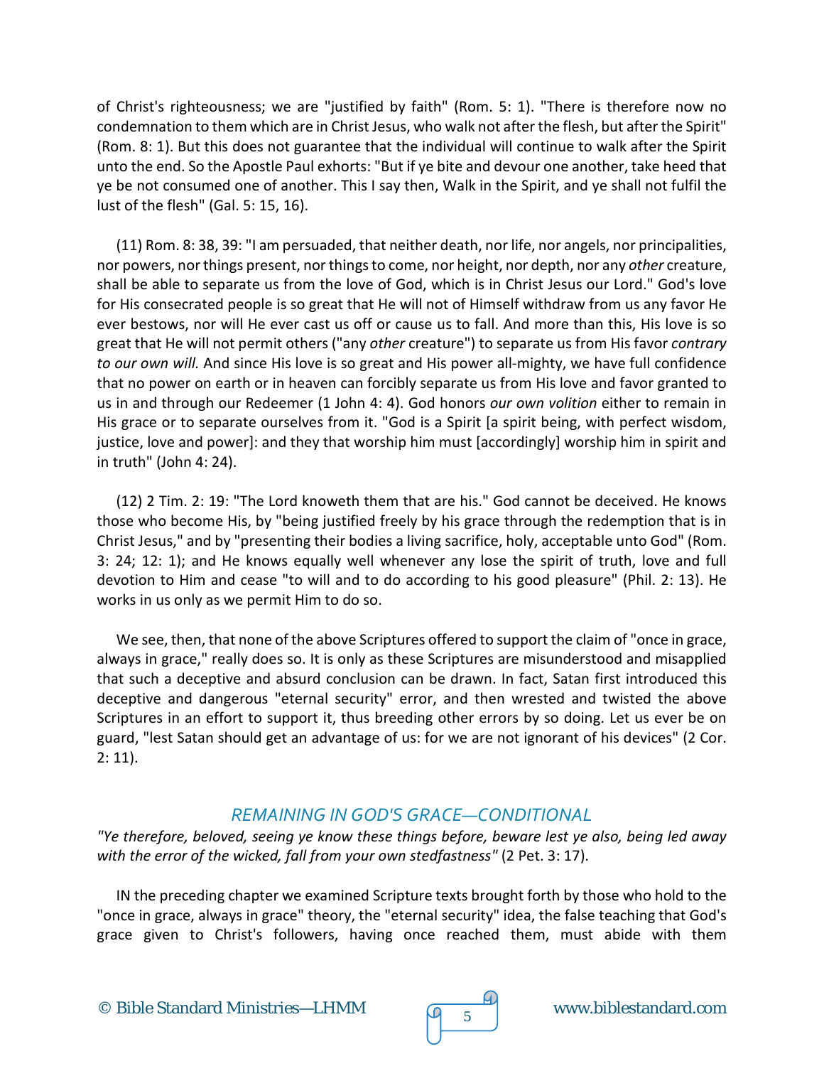of Christ's righteousness; we are "justified by faith" (Rom. 5: 1). "There is therefore now no condemnation to them which are in Christ Jesus, who walk not after the flesh, but after the Spirit" (Rom. 8: 1). But this does not guarantee that the individual will continue to walk after the Spirit unto the end. So the Apostle Paul exhorts: "But if ye bite and devour one another, take heed that ye be not consumed one of another. This I say then, Walk in the Spirit, and ye shall not fulfil the lust of the flesh" (Gal. 5: 15, 16).

(11) Rom. 8: 38, 39: "I am persuaded, that neither death, nor life, nor angels, nor principalities, nor powers, nor things present, nor things to come, nor height, nor depth, nor any *other* creature, shall be able to separate us from the love of God, which is in Christ Jesus our Lord." God's love for His consecrated people is so great that He will not of Himself withdraw from us any favor He ever bestows, nor will He ever cast us off or cause us to fall. And more than this, His love is so great that He will not permit others ("any *other* creature") to separate us from His favor *contrary to our own will.* And since His love is so great and His power all-mighty, we have full confidence that no power on earth or in heaven can forcibly separate us from His love and favor granted to us in and through our Redeemer (1 John 4: 4). God honors *our own volition* either to remain in His grace or to separate ourselves from it. "God is a Spirit [a spirit being, with perfect wisdom, justice, love and power]: and they that worship him must [accordingly] worship him in spirit and in truth" (John 4: 24).

(12) 2 Tim. 2: 19: "The Lord knoweth them that are his." God cannot be deceived. He knows those who become His, by "being justified freely by his grace through the redemption that is in Christ Jesus," and by "presenting their bodies a living sacrifice, holy, acceptable unto God" (Rom. 3: 24; 12: 1); and He knows equally well whenever any lose the spirit of truth, love and full devotion to Him and cease "to will and to do according to his good pleasure" (Phil. 2: 13). He works in us only as we permit Him to do so.

We see, then, that none of the above Scriptures offered to support the claim of "once in grace, always in grace," really does so. It is only as these Scriptures are misunderstood and misapplied that such a deceptive and absurd conclusion can be drawn. In fact, Satan first introduced this deceptive and dangerous "eternal security" error, and then wrested and twisted the above Scriptures in an effort to support it, thus breeding other errors by so doing. Let us ever be on guard, "lest Satan should get an advantage of us: for we are not ignorant of his devices" (2 Cor. 2: 11).

## *REMAINING IN GOD'S GRACE—CONDITIONAL*

*"Ye therefore, beloved, seeing ye know these things before, beware lest ye also, being led away with the error of the wicked, fall from your own stedfastness"* (2 Pet. 3: 17).

IN the preceding chapter we examined Scripture texts brought forth by those who hold to the "once in grace, always in grace" theory, the "eternal security" idea, the false teaching that God's grace given to Christ's followers, having once reached them, must abide with them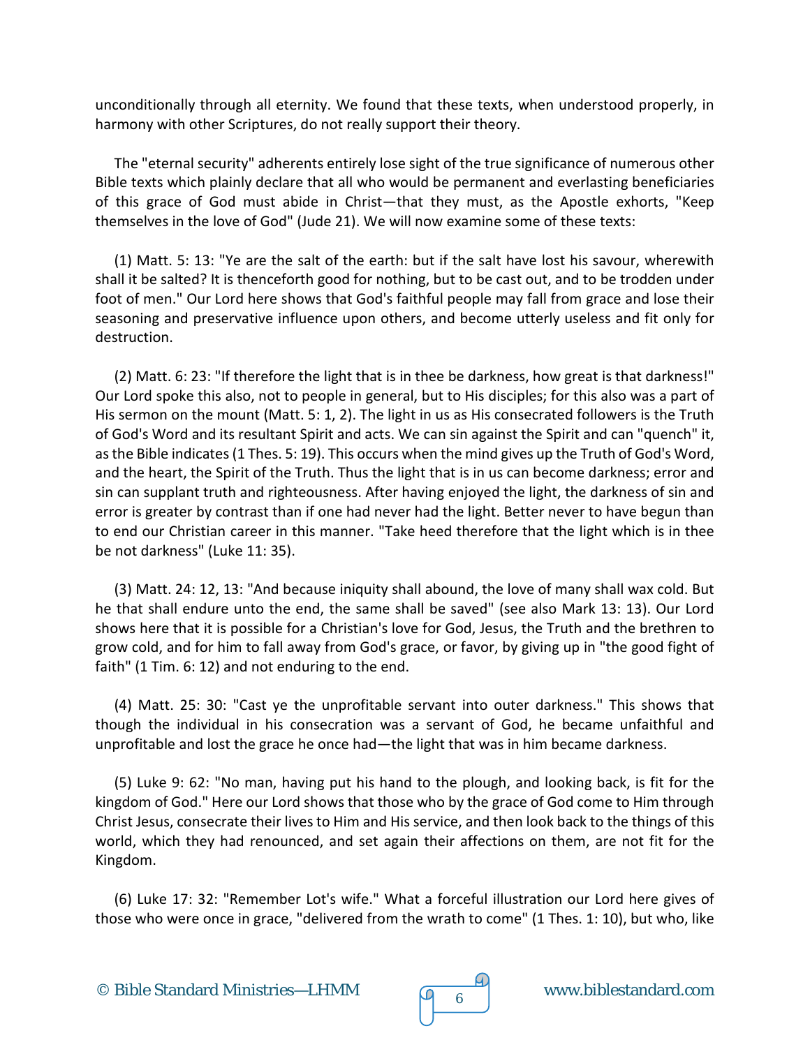unconditionally through all eternity. We found that these texts, when understood properly, in harmony with other Scriptures, do not really support their theory.

The "eternal security" adherents entirely lose sight of the true significance of numerous other Bible texts which plainly declare that all who would be permanent and everlasting beneficiaries of this grace of God must abide in Christ—that they must, as the Apostle exhorts, "Keep themselves in the love of God" (Jude 21). We will now examine some of these texts:

(1) Matt. 5: 13: "Ye are the salt of the earth: but if the salt have lost his savour, wherewith shall it be salted? It is thenceforth good for nothing, but to be cast out, and to be trodden under foot of men." Our Lord here shows that God's faithful people may fall from grace and lose their seasoning and preservative influence upon others, and become utterly useless and fit only for destruction.

(2) Matt. 6: 23: "If therefore the light that is in thee be darkness, how great is that darkness!" Our Lord spoke this also, not to people in general, but to His disciples; for this also was a part of His sermon on the mount (Matt. 5: 1, 2). The light in us as His consecrated followers is the Truth of God's Word and its resultant Spirit and acts. We can sin against the Spirit and can "quench" it, as the Bible indicates (1 Thes. 5: 19). This occurs when the mind gives up the Truth of God's Word, and the heart, the Spirit of the Truth. Thus the light that is in us can become darkness; error and sin can supplant truth and righteousness. After having enjoyed the light, the darkness of sin and error is greater by contrast than if one had never had the light. Better never to have begun than to end our Christian career in this manner. "Take heed therefore that the light which is in thee be not darkness" (Luke 11: 35).

(3) Matt. 24: 12, 13: "And because iniquity shall abound, the love of many shall wax cold. But he that shall endure unto the end, the same shall be saved" (see also Mark 13: 13). Our Lord shows here that it is possible for a Christian's love for God, Jesus, the Truth and the brethren to grow cold, and for him to fall away from God's grace, or favor, by giving up in "the good fight of faith" (1 Tim. 6: 12) and not enduring to the end.

(4) Matt. 25: 30: "Cast ye the unprofitable servant into outer darkness." This shows that though the individual in his consecration was a servant of God, he became unfaithful and unprofitable and lost the grace he once had—the light that was in him became darkness.

(5) Luke 9: 62: "No man, having put his hand to the plough, and looking back, is fit for the kingdom of God." Here our Lord shows that those who by the grace of God come to Him through Christ Jesus, consecrate their lives to Him and His service, and then look back to the things of this world, which they had renounced, and set again their affections on them, are not fit for the Kingdom.

(6) Luke 17: 32: "Remember Lot's wife." What a forceful illustration our Lord here gives of those who were once in grace, "delivered from the wrath to come" (1 Thes. 1: 10), but who, like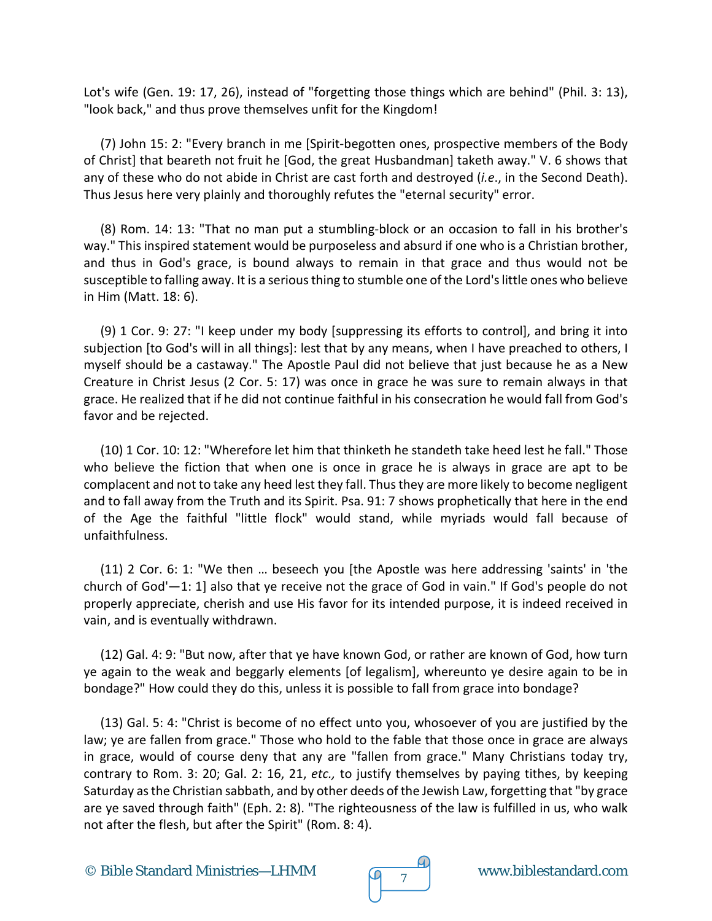Lot's wife (Gen. 19: 17, 26), instead of "forgetting those things which are behind" (Phil. 3: 13), "look back," and thus prove themselves unfit for the Kingdom!

(7) John 15: 2: "Every branch in me [Spirit-begotten ones, prospective members of the Body of Christ] that beareth not fruit he [God, the great Husbandman] taketh away." V. 6 shows that any of these who do not abide in Christ are cast forth and destroyed (*i.e.*, in the Second Death). Thus Jesus here very plainly and thoroughly refutes the "eternal security" error.

(8) Rom. 14: 13: "That no man put a stumbling-block or an occasion to fall in his brother's way." This inspired statement would be purposeless and absurd if one who is a Christian brother, and thus in God's grace, is bound always to remain in that grace and thus would not be susceptible to falling away. It is a serious thing to stumble one of the Lord's little ones who believe in Him (Matt. 18: 6).

(9) 1 Cor. 9: 27: "I keep under my body [suppressing its efforts to control], and bring it into subjection [to God's will in all things]: lest that by any means, when I have preached to others, I myself should be a castaway." The Apostle Paul did not believe that just because he as a New Creature in Christ Jesus (2 Cor. 5: 17) was once in grace he was sure to remain always in that grace. He realized that if he did not continue faithful in his consecration he would fall from God's favor and be rejected.

(10) 1 Cor. 10: 12: "Wherefore let him that thinketh he standeth take heed lest he fall." Those who believe the fiction that when one is once in grace he is always in grace are apt to be complacent and not to take any heed lest they fall. Thus they are more likely to become negligent and to fall away from the Truth and its Spirit. Psa. 91: 7 shows prophetically that here in the end of the Age the faithful "little flock" would stand, while myriads would fall because of unfaithfulness.

(11) 2 Cor. 6: 1: "We then … beseech you [the Apostle was here addressing 'saints' in 'the church of God'—1: 1] also that ye receive not the grace of God in vain." If God's people do not properly appreciate, cherish and use His favor for its intended purpose, it is indeed received in vain, and is eventually withdrawn.

(12) Gal. 4: 9: "But now, after that ye have known God, or rather are known of God, how turn ye again to the weak and beggarly elements [of legalism], whereunto ye desire again to be in bondage?" How could they do this, unless it is possible to fall from grace into bondage?

(13) Gal. 5: 4: "Christ is become of no effect unto you, whosoever of you are justified by the law; ye are fallen from grace." Those who hold to the fable that those once in grace are always in grace, would of course deny that any are "fallen from grace." Many Christians today try, contrary to Rom. 3: 20; Gal. 2: 16, 21, *etc.,* to justify themselves by paying tithes, by keeping Saturday as the Christian sabbath, and by other deeds of the Jewish Law, forgetting that "by grace are ye saved through faith" (Eph. 2: 8). "The righteousness of the law is fulfilled in us, who walk not after the flesh, but after the Spirit" (Rom. 8: 4).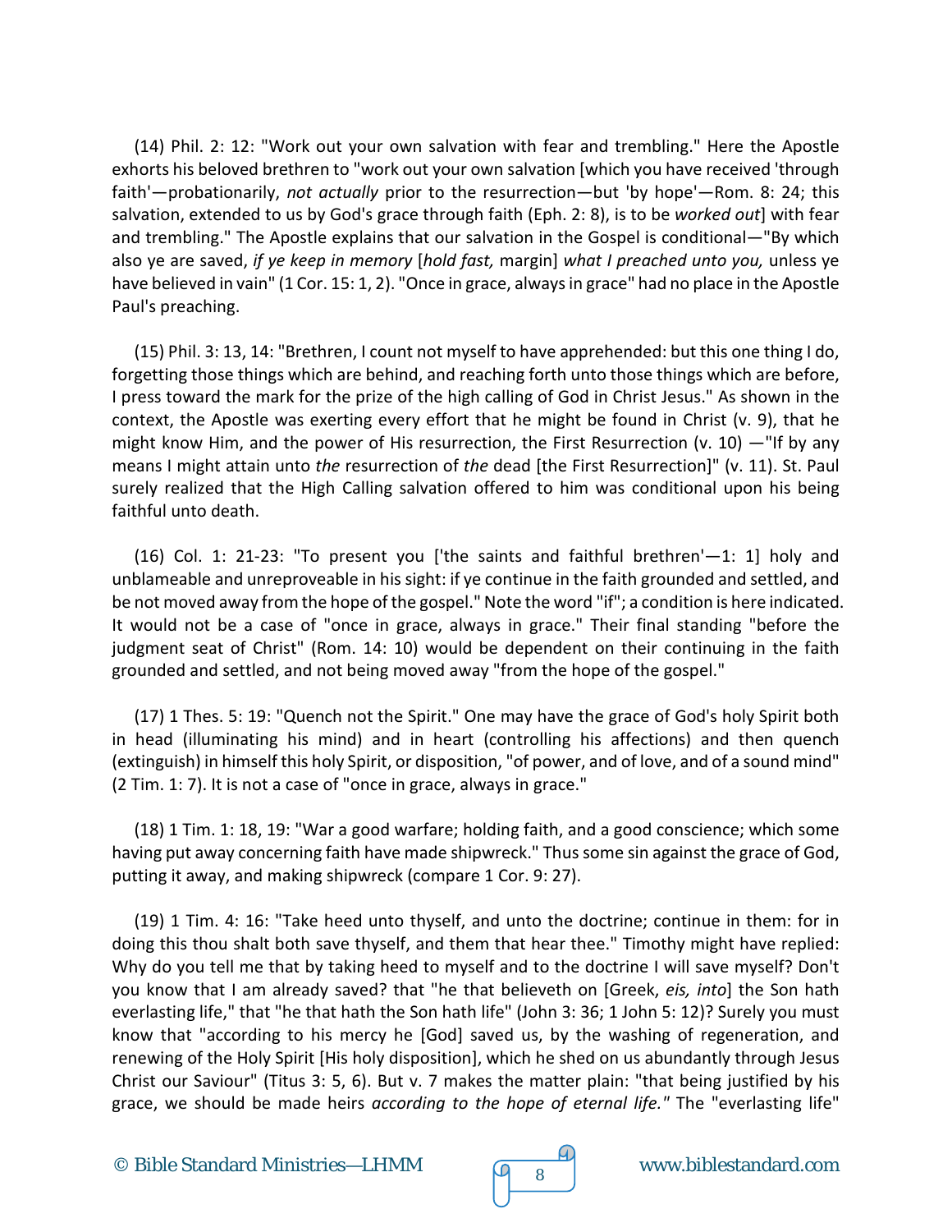(14) Phil. 2: 12: "Work out your own salvation with fear and trembling." Here the Apostle exhorts his beloved brethren to "work out your own salvation [which you have received 'through faith'—probationarily, *not actually* prior to the resurrection—but 'by hope'—Rom. 8: 24; this salvation, extended to us by God's grace through faith (Eph. 2: 8), is to be *worked out*] with fear and trembling." The Apostle explains that our salvation in the Gospel is conditional—"By which also ye are saved, *if ye keep in memory* [*hold fast,* margin] *what I preached unto you,* unless ye have believed in vain" (1 Cor. 15: 1, 2). "Once in grace, always in grace" had no place in the Apostle Paul's preaching.

(15) Phil. 3: 13, 14: "Brethren, I count not myself to have apprehended: but this one thing I do, forgetting those things which are behind, and reaching forth unto those things which are before, I press toward the mark for the prize of the high calling of God in Christ Jesus." As shown in the context, the Apostle was exerting every effort that he might be found in Christ (v. 9), that he might know Him, and the power of His resurrection, the First Resurrection (v. 10) —"If by any means I might attain unto *the* resurrection of *the* dead [the First Resurrection]" (v. 11). St. Paul surely realized that the High Calling salvation offered to him was conditional upon his being faithful unto death.

(16) Col. 1: 21-23: "To present you ['the saints and faithful brethren'—1: 1] holy and unblameable and unreproveable in his sight: if ye continue in the faith grounded and settled, and be not moved away from the hope of the gospel." Note the word "if"; a condition is here indicated. It would not be a case of "once in grace, always in grace." Their final standing "before the judgment seat of Christ" (Rom. 14: 10) would be dependent on their continuing in the faith grounded and settled, and not being moved away "from the hope of the gospel."

(17) 1 Thes. 5: 19: "Quench not the Spirit." One may have the grace of God's holy Spirit both in head (illuminating his mind) and in heart (controlling his affections) and then quench (extinguish) in himself this holy Spirit, or disposition, "of power, and of love, and of a sound mind" (2 Tim. 1: 7). It is not a case of "once in grace, always in grace."

(18) 1 Tim. 1: 18, 19: "War a good warfare; holding faith, and a good conscience; which some having put away concerning faith have made shipwreck." Thus some sin against the grace of God, putting it away, and making shipwreck (compare 1 Cor. 9: 27).

(19) 1 Tim. 4: 16: "Take heed unto thyself, and unto the doctrine; continue in them: for in doing this thou shalt both save thyself, and them that hear thee." Timothy might have replied: Why do you tell me that by taking heed to myself and to the doctrine I will save myself? Don't you know that I am already saved? that "he that believeth on [Greek, *eis, into*] the Son hath everlasting life," that "he that hath the Son hath life" (John 3: 36; 1 John 5: 12)? Surely you must know that "according to his mercy he [God] saved us, by the washing of regeneration, and renewing of the Holy Spirit [His holy disposition], which he shed on us abundantly through Jesus Christ our Saviour" (Titus 3: 5, 6). But v. 7 makes the matter plain: "that being justified by his grace, we should be made heirs *according to the hope of eternal life."* The "everlasting life"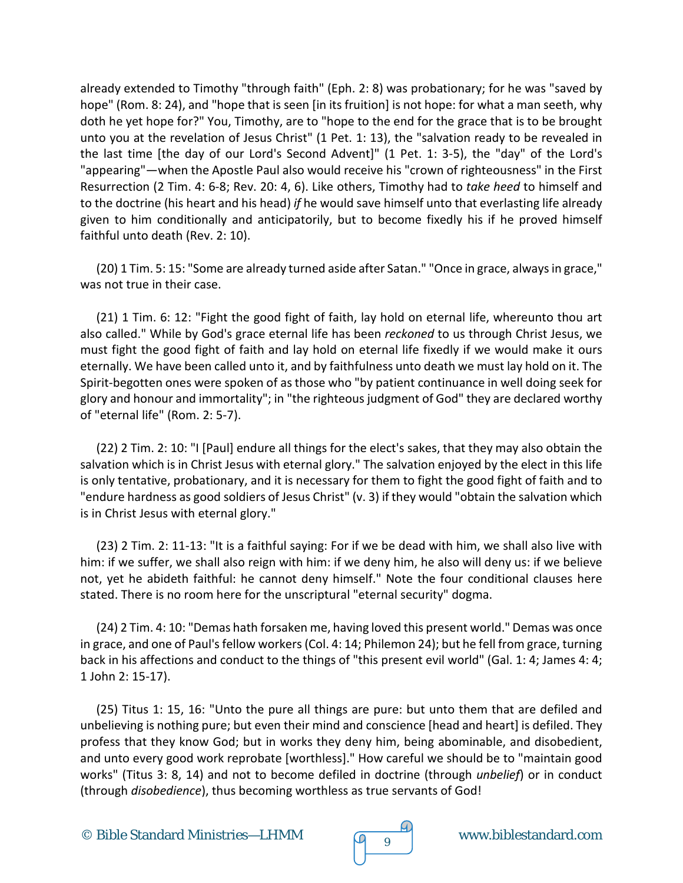already extended to Timothy "through faith" (Eph. 2: 8) was probationary; for he was "saved by hope" (Rom. 8: 24), and "hope that is seen [in its fruition] is not hope: for what a man seeth, why doth he yet hope for?" You, Timothy, are to "hope to the end for the grace that is to be brought unto you at the revelation of Jesus Christ" (1 Pet. 1: 13), the "salvation ready to be revealed in the last time [the day of our Lord's Second Advent]" (1 Pet. 1: 3-5), the "day" of the Lord's "appearing"—when the Apostle Paul also would receive his "crown of righteousness" in the First Resurrection (2 Tim. 4: 6-8; Rev. 20: 4, 6). Like others, Timothy had to *take heed* to himself and to the doctrine (his heart and his head) *if* he would save himself unto that everlasting life already given to him conditionally and anticipatorily, but to become fixedly his if he proved himself faithful unto death (Rev. 2: 10).

(20) 1 Tim. 5: 15: "Some are already turned aside after Satan." "Once in grace, always in grace," was not true in their case.

(21) 1 Tim. 6: 12: "Fight the good fight of faith, lay hold on eternal life, whereunto thou art also called." While by God's grace eternal life has been *reckoned* to us through Christ Jesus, we must fight the good fight of faith and lay hold on eternal life fixedly if we would make it ours eternally. We have been called unto it, and by faithfulness unto death we must lay hold on it. The Spirit-begotten ones were spoken of as those who "by patient continuance in well doing seek for glory and honour and immortality"; in "the righteous judgment of God" they are declared worthy of "eternal life" (Rom. 2: 5-7).

(22) 2 Tim. 2: 10: "I [Paul] endure all things for the elect's sakes, that they may also obtain the salvation which is in Christ Jesus with eternal glory." The salvation enjoyed by the elect in this life is only tentative, probationary, and it is necessary for them to fight the good fight of faith and to "endure hardness as good soldiers of Jesus Christ" (v. 3) if they would "obtain the salvation which is in Christ Jesus with eternal glory."

(23) 2 Tim. 2: 11-13: "It is a faithful saying: For if we be dead with him, we shall also live with him: if we suffer, we shall also reign with him: if we deny him, he also will deny us: if we believe not, yet he abideth faithful: he cannot deny himself." Note the four conditional clauses here stated. There is no room here for the unscriptural "eternal security" dogma.

(24) 2 Tim. 4: 10: "Demas hath forsaken me, having loved this present world." Demas was once in grace, and one of Paul's fellow workers (Col. 4: 14; Philemon 24); but he fell from grace, turning back in his affections and conduct to the things of "this present evil world" (Gal. 1: 4; James 4: 4; 1 John 2: 15-17).

(25) Titus 1: 15, 16: "Unto the pure all things are pure: but unto them that are defiled and unbelieving is nothing pure; but even their mind and conscience [head and heart] is defiled. They profess that they know God; but in works they deny him, being abominable, and disobedient, and unto every good work reprobate [worthless]." How careful we should be to "maintain good works" (Titus 3: 8, 14) and not to become defiled in doctrine (through *unbelief*) or in conduct (through *disobedience*), thus becoming worthless as true servants of God!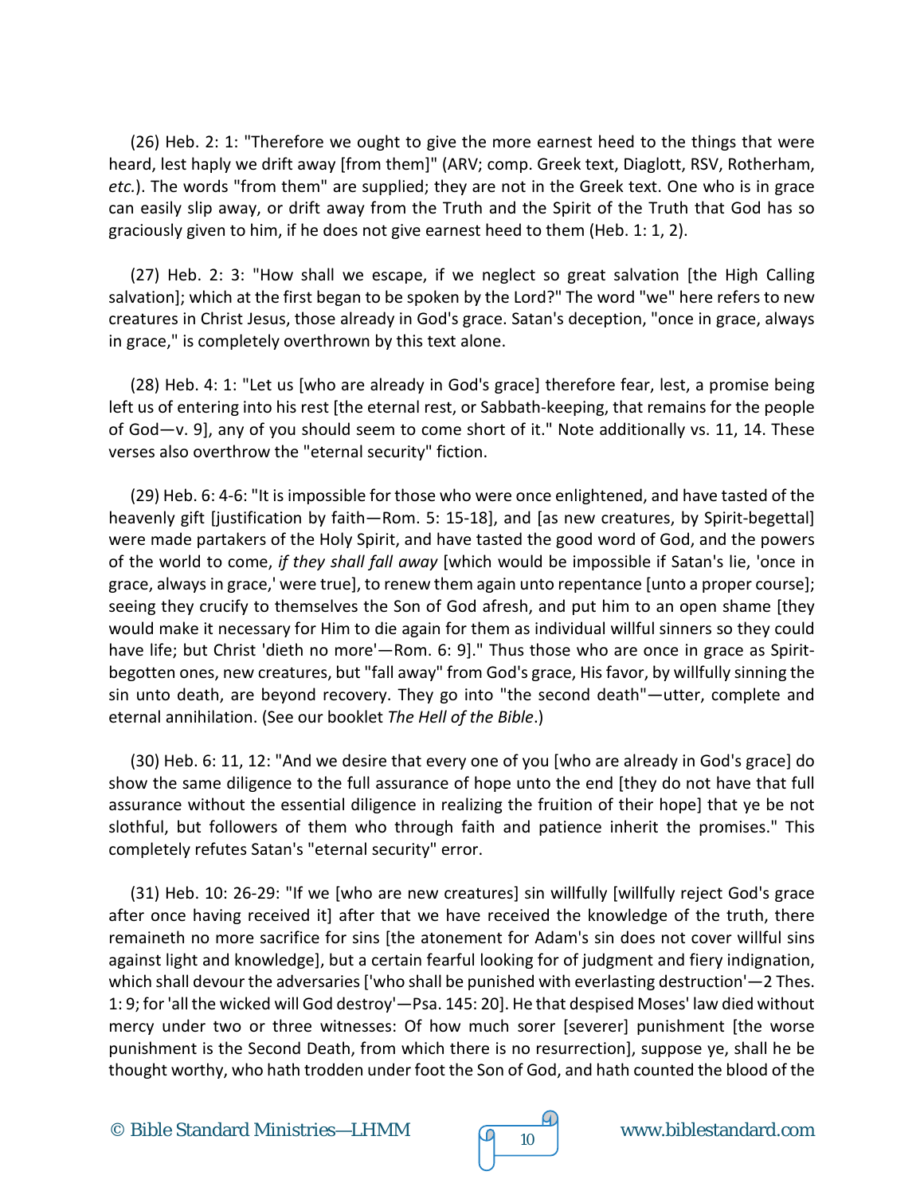(26) Heb. 2: 1: "Therefore we ought to give the more earnest heed to the things that were heard, lest haply we drift away [from them]" (ARV; comp. Greek text, Diaglott, RSV, Rotherham, *etc.*). The words "from them" are supplied; they are not in the Greek text. One who is in grace can easily slip away, or drift away from the Truth and the Spirit of the Truth that God has so graciously given to him, if he does not give earnest heed to them (Heb. 1: 1, 2).

(27) Heb. 2: 3: "How shall we escape, if we neglect so great salvation [the High Calling salvation]; which at the first began to be spoken by the Lord?" The word "we" here refers to new creatures in Christ Jesus, those already in God's grace. Satan's deception, "once in grace, always in grace," is completely overthrown by this text alone.

(28) Heb. 4: 1: "Let us [who are already in God's grace] therefore fear, lest, a promise being left us of entering into his rest [the eternal rest, or Sabbath-keeping, that remains for the people of God—v. 9], any of you should seem to come short of it." Note additionally vs. 11, 14. These verses also overthrow the "eternal security" fiction.

(29) Heb. 6: 4-6: "It is impossible for those who were once enlightened, and have tasted of the heavenly gift [justification by faith—Rom. 5: 15-18], and [as new creatures, by Spirit-begettal] were made partakers of the Holy Spirit, and have tasted the good word of God, and the powers of the world to come, *if they shall fall away* [which would be impossible if Satan's lie, 'once in grace, always in grace,' were true], to renew them again unto repentance [unto a proper course]; seeing they crucify to themselves the Son of God afresh, and put him to an open shame [they would make it necessary for Him to die again for them as individual willful sinners so they could have life; but Christ 'dieth no more'—Rom. 6: 9]." Thus those who are once in grace as Spirit-begotten ones, new creatures, but "fall away" from God's grace, His favor, by willfully sinning the sin unto death, are beyond recovery. They go into "the second death"—utter, complete and eternal annihilation. (See our booklet *The Hell of the Bible*.)

(30) Heb. 6: 11, 12: "And we desire that every one of you [who are already in God's grace] do show the same diligence to the full assurance of hope unto the end [they do not have that full assurance without the essential diligence in realizing the fruition of their hope] that ye be not slothful, but followers of them who through faith and patience inherit the promises." This completely refutes Satan's "eternal security" error.

(31) Heb. 10: 26-29: "If we [who are new creatures] sin willfully [willfully reject God's grace after once having received it] after that we have received the knowledge of the truth, there remaineth no more sacrifice for sins [the atonement for Adam's sin does not cover willful sins against light and knowledge], but a certain fearful looking for of judgment and fiery indignation, which shall devour the adversaries ['who shall be punished with everlasting destruction'—2 Thes. 1: 9; for 'all the wicked will God destroy'—Psa. 145: 20]. He that despised Moses' law died without mercy under two or three witnesses: Of how much sorer [severer] punishment [the worse punishment is the Second Death, from which there is no resurrection], suppose ye, shall he be thought worthy, who hath trodden under foot the Son of God, and hath counted the blood of the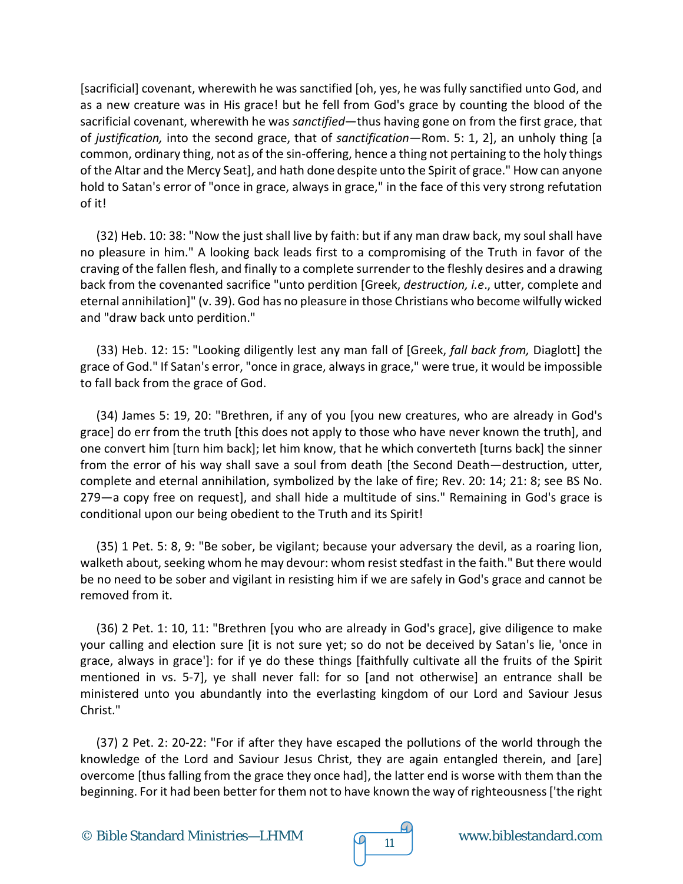[sacrificial] covenant, wherewith he was sanctified [oh, yes, he was fully sanctified unto God, and as a new creature was in His grace! but he fell from God's grace by counting the blood of the sacrificial covenant, wherewith he was *sanctified*—thus having gone on from the first grace, that of *justification,* into the second grace, that of *sanctification*—Rom. 5: 1, 2], an unholy thing [a common, ordinary thing, not as of the sin-offering, hence a thing not pertaining to the holy things of the Altar and the Mercy Seat], and hath done despite unto the Spirit of grace." How can anyone hold to Satan's error of "once in grace, always in grace," in the face of this very strong refutation of it!

(32) Heb. 10: 38: "Now the just shall live by faith: but if any man draw back, my soul shall have no pleasure in him." A looking back leads first to a compromising of the Truth in favor of the craving of the fallen flesh, and finally to a complete surrender to the fleshly desires and a drawing back from the covenanted sacrifice "unto perdition [Greek, *destruction, i.e*., utter, complete and eternal annihilation]" (v. 39). God has no pleasure in those Christians who become wilfully wicked and "draw back unto perdition."

(33) Heb. 12: 15: "Looking diligently lest any man fall of [Greek, *fall back from,* Diaglott] the grace of God." If Satan's error, "once in grace, always in grace," were true, it would be impossible to fall back from the grace of God.

(34) James 5: 19, 20: "Brethren, if any of you [you new creatures, who are already in God's grace] do err from the truth [this does not apply to those who have never known the truth], and one convert him [turn him back]; let him know, that he which converteth [turns back] the sinner from the error of his way shall save a soul from death [the Second Death—destruction, utter, complete and eternal annihilation, symbolized by the lake of fire; Rev. 20: 14; 21: 8; see BS No. 279—a copy free on request], and shall hide a multitude of sins." Remaining in God's grace is conditional upon our being obedient to the Truth and its Spirit!

(35) 1 Pet. 5: 8, 9: "Be sober, be vigilant; because your adversary the devil, as a roaring lion, walketh about, seeking whom he may devour: whom resist stedfast in the faith." But there would be no need to be sober and vigilant in resisting him if we are safely in God's grace and cannot be removed from it.

(36) 2 Pet. 1: 10, 11: "Brethren [you who are already in God's grace], give diligence to make your calling and election sure [it is not sure yet; so do not be deceived by Satan's lie, 'once in grace, always in grace']: for if ye do these things [faithfully cultivate all the fruits of the Spirit mentioned in vs. 5-7], ye shall never fall: for so [and not otherwise] an entrance shall be ministered unto you abundantly into the everlasting kingdom of our Lord and Saviour Jesus Christ."

(37) 2 Pet. 2: 20-22: "For if after they have escaped the pollutions of the world through the knowledge of the Lord and Saviour Jesus Christ, they are again entangled therein, and [are] overcome [thus falling from the grace they once had], the latter end is worse with them than the beginning. For it had been better for them not to have known the way of righteousness ['the right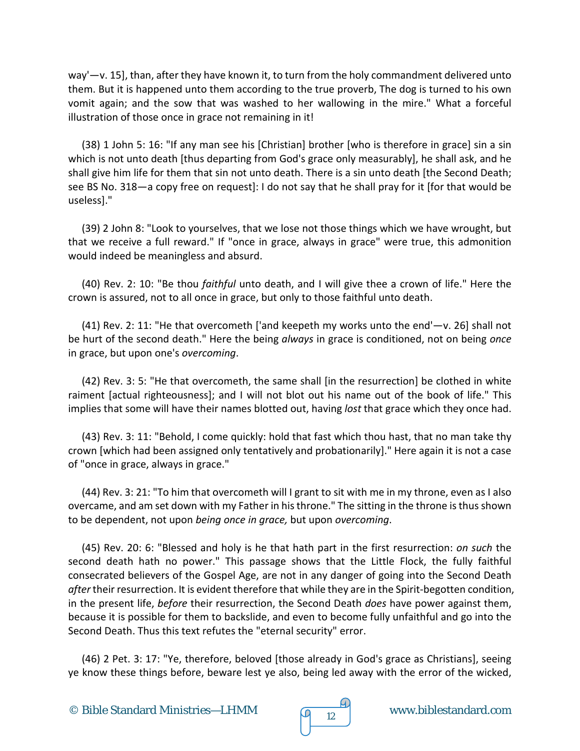way'—v. 15], than, after they have known it, to turn from the holy commandment delivered unto them. But it is happened unto them according to the true proverb, The dog is turned to his own vomit again; and the sow that was washed to her wallowing in the mire." What a forceful illustration of those once in grace not remaining in it!

(38) 1 John 5: 16: "If any man see his [Christian] brother [who is therefore in grace] sin a sin which is not unto death [thus departing from God's grace only measurably], he shall ask, and he shall give him life for them that sin not unto death. There is a sin unto death [the Second Death; see BS No. 318—a copy free on request]: I do not say that he shall pray for it [for that would be useless]."

(39) 2 John 8: "Look to yourselves, that we lose not those things which we have wrought, but that we receive a full reward." If "once in grace, always in grace" were true, this admonition would indeed be meaningless and absurd.

(40) Rev. 2: 10: "Be thou *faithful* unto death, and I will give thee a crown of life." Here the crown is assured, not to all once in grace, but only to those faithful unto death.

(41) Rev. 2: 11: "He that overcometh ['and keepeth my works unto the end'—v. 26] shall not be hurt of the second death." Here the being *always* in grace is conditioned, not on being *once* in grace, but upon one's *overcoming*.

(42) Rev. 3: 5: "He that overcometh, the same shall [in the resurrection] be clothed in white raiment [actual righteousness]; and I will not blot out his name out of the book of life." This implies that some will have their names blotted out, having *lost* that grace which they once had.

(43) Rev. 3: 11: "Behold, I come quickly: hold that fast which thou hast, that no man take thy crown [which had been assigned only tentatively and probationarily]." Here again it is not a case of "once in grace, always in grace."

(44) Rev. 3: 21: "To him that overcometh will I grant to sit with me in my throne, even as I also overcame, and am set down with my Father in his throne." The sitting in the throne is thus shown to be dependent, not upon *being once in grace,* but upon *overcoming*.

(45) Rev. 20: 6: "Blessed and holy is he that hath part in the first resurrection: *on such* the second death hath no power." This passage shows that the Little Flock, the fully faithful consecrated believers of the Gospel Age, are not in any danger of going into the Second Death *after* their resurrection. It is evident therefore that while they are in the Spirit-begotten condition, in the present life, *before* their resurrection, the Second Death *does* have power against them, because it is possible for them to backslide, and even to become fully unfaithful and go into the Second Death. Thus this text refutes the "eternal security" error.

(46) 2 Pet. 3: 17: "Ye, therefore, beloved [those already in God's grace as Christians], seeing ye know these things before, beware lest ye also, being led away with the error of the wicked,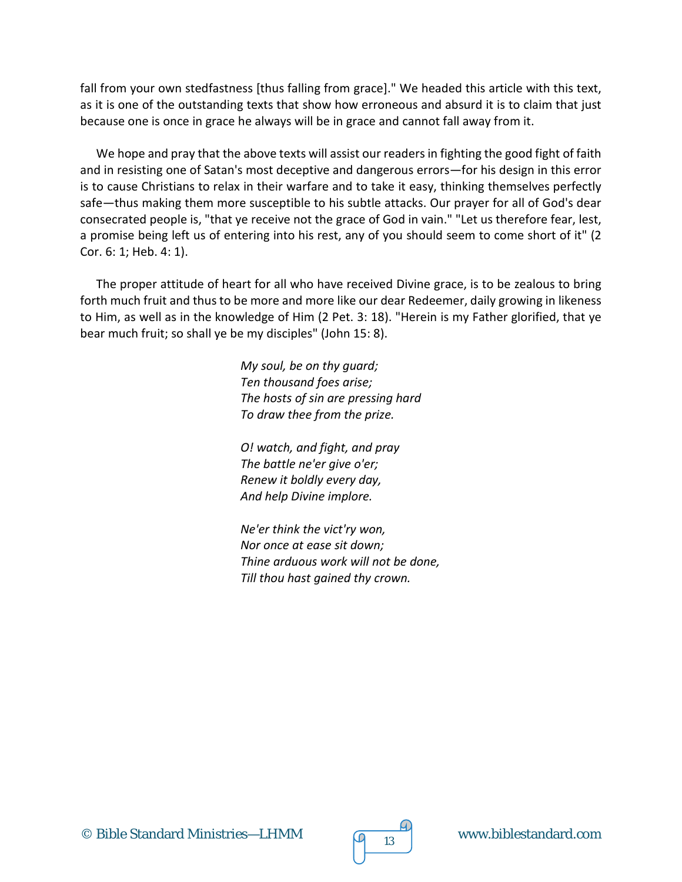fall from your own stedfastness [thus falling from grace]." We headed this article with this text, as it is one of the outstanding texts that show how erroneous and absurd it is to claim that just because one is once in grace he always will be in grace and cannot fall away from it.

We hope and pray that the above texts will assist our readers in fighting the good fight of faith and in resisting one of Satan's most deceptive and dangerous errors—for his design in this error is to cause Christians to relax in their warfare and to take it easy, thinking themselves perfectly safe—thus making them more susceptible to his subtle attacks. Our prayer for all of God's dear consecrated people is, "that ye receive not the grace of God in vain." "Let us therefore fear, lest, a promise being left us of entering into his rest, any of you should seem to come short of it" (2 Cor. 6: 1; Heb. 4: 1).

The proper attitude of heart for all who have received Divine grace, is to be zealous to bring forth much fruit and thus to be more and more like our dear Redeemer, daily growing in likeness to Him, as well as in the knowledge of Him (2 Pet. 3: 18). "Herein is my Father glorified, that ye bear much fruit; so shall ye be my disciples" (John 15: 8).

*My soul, be on thy guard;*
*Ten thousand foes arise;*
*The hosts of sin are pressing hard*
*To draw thee from the prize.*

*O! watch, and fight, and pray*
*The battle ne'er give o'er;*
*Renew it boldly every day,*
*And help Divine implore.*

*Ne'er think the vict'ry won,*
*Nor once at ease sit down;*
*Thine arduous work will not be done,*
*Till thou hast gained thy crown.*